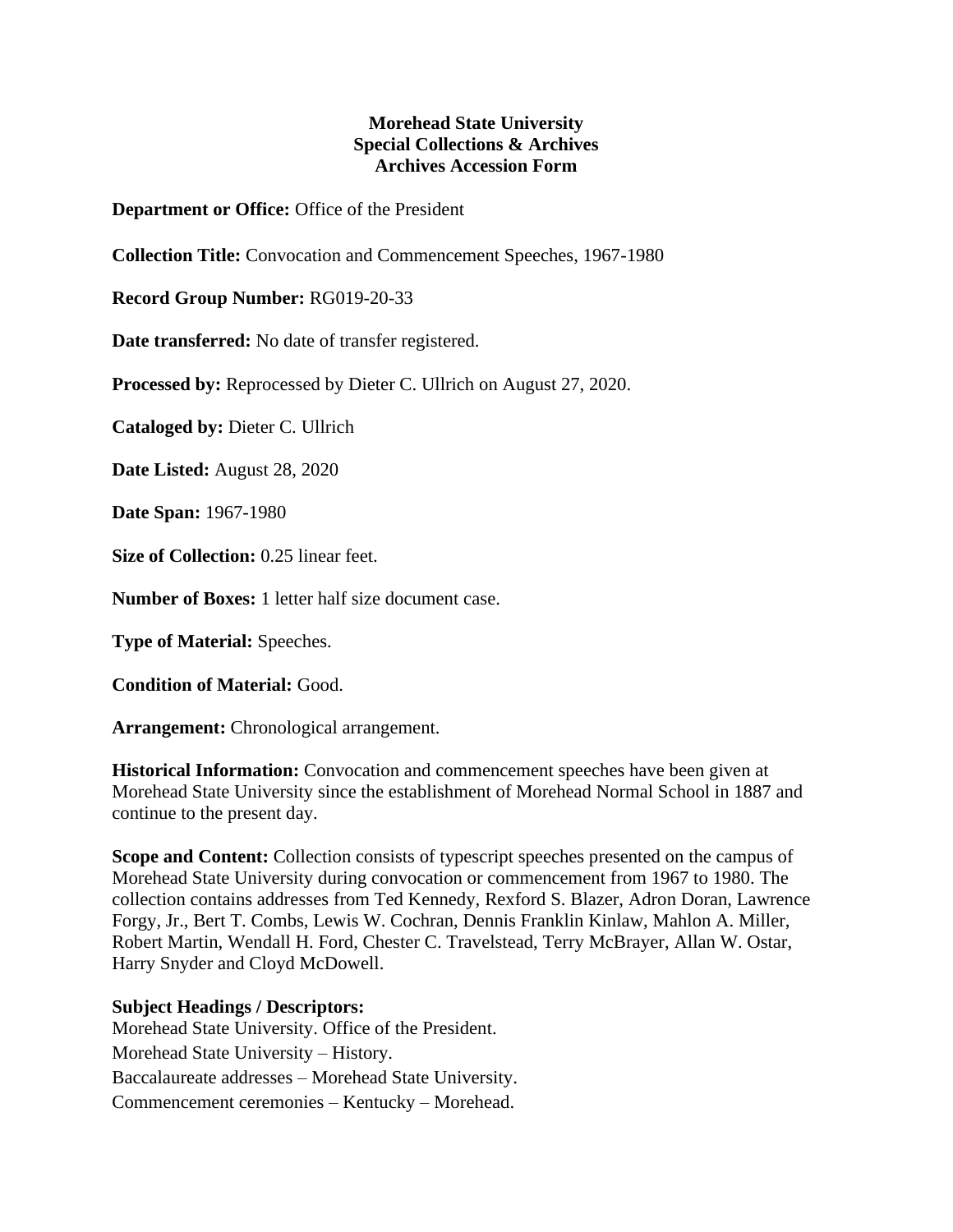**Morehead State University**
**Special Collections & Archives**
**Archives Accession Form**

**Department or Office:** Office of the President

**Collection Title:** Convocation and Commencement Speeches, 1967-1980

**Record Group Number:** RG019-20-33

**Date transferred:** No date of transfer registered.

**Processed by:** Reprocessed by Dieter C. Ullrich on August 27, 2020.

**Cataloged by:** Dieter C. Ullrich

**Date Listed:** August 28, 2020

**Date Span:** 1967-1980

**Size of Collection:** 0.25 linear feet.

**Number of Boxes:** 1 letter half size document case.

**Type of Material:** Speeches.

**Condition of Material:** Good.

**Arrangement:** Chronological arrangement.

**Historical Information:** Convocation and commencement speeches have been given at Morehead State University since the establishment of Morehead Normal School in 1887 and continue to the present day.

**Scope and Content:** Collection consists of typescript speeches presented on the campus of Morehead State University during convocation or commencement from 1967 to 1980. The collection contains addresses from Ted Kennedy, Rexford S. Blazer, Adron Doran, Lawrence Forgy, Jr., Bert T. Combs, Lewis W. Cochran, Dennis Franklin Kinlaw, Mahlon A. Miller, Robert Martin, Wendall H. Ford, Chester C. Travelstead, Terry McBrayer, Allan W. Ostar, Harry Snyder and Cloyd McDowell.

**Subject Headings / Descriptors:**

Morehead State University. Office of the President.

Morehead State University – History.

Baccalaureate addresses – Morehead State University.

Commencement ceremonies – Kentucky – Morehead.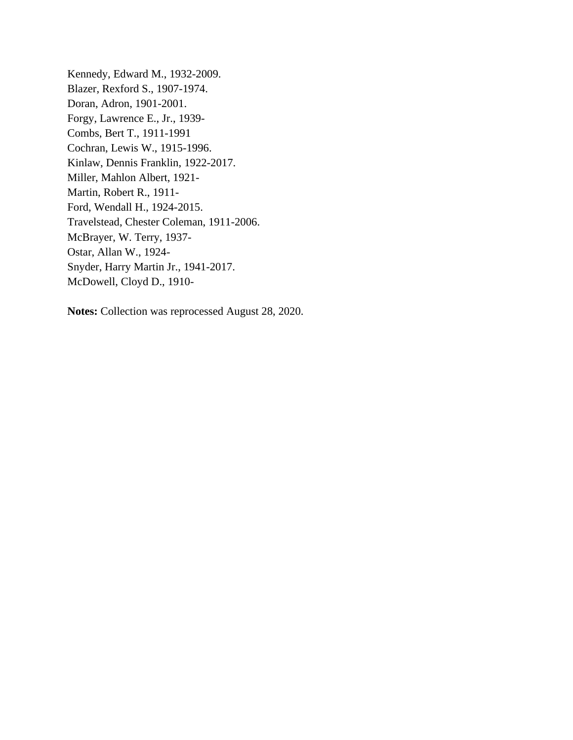Kennedy, Edward M., 1932-2009.
Blazer, Rexford S., 1907-1974.
Doran, Adron, 1901-2001.
Forgy, Lawrence E., Jr., 1939-
Combs, Bert T., 1911-1991
Cochran, Lewis W., 1915-1996.
Kinlaw, Dennis Franklin, 1922-2017.
Miller, Mahlon Albert, 1921-
Martin, Robert R., 1911-
Ford, Wendall H., 1924-2015.
Travelstead, Chester Coleman, 1911-2006.
McBrayer, W. Terry, 1937-
Ostar, Allan W., 1924-
Snyder, Harry Martin Jr., 1941-2017.
McDowell, Cloyd D., 1910-

**Notes:** Collection was reprocessed August 28, 2020.